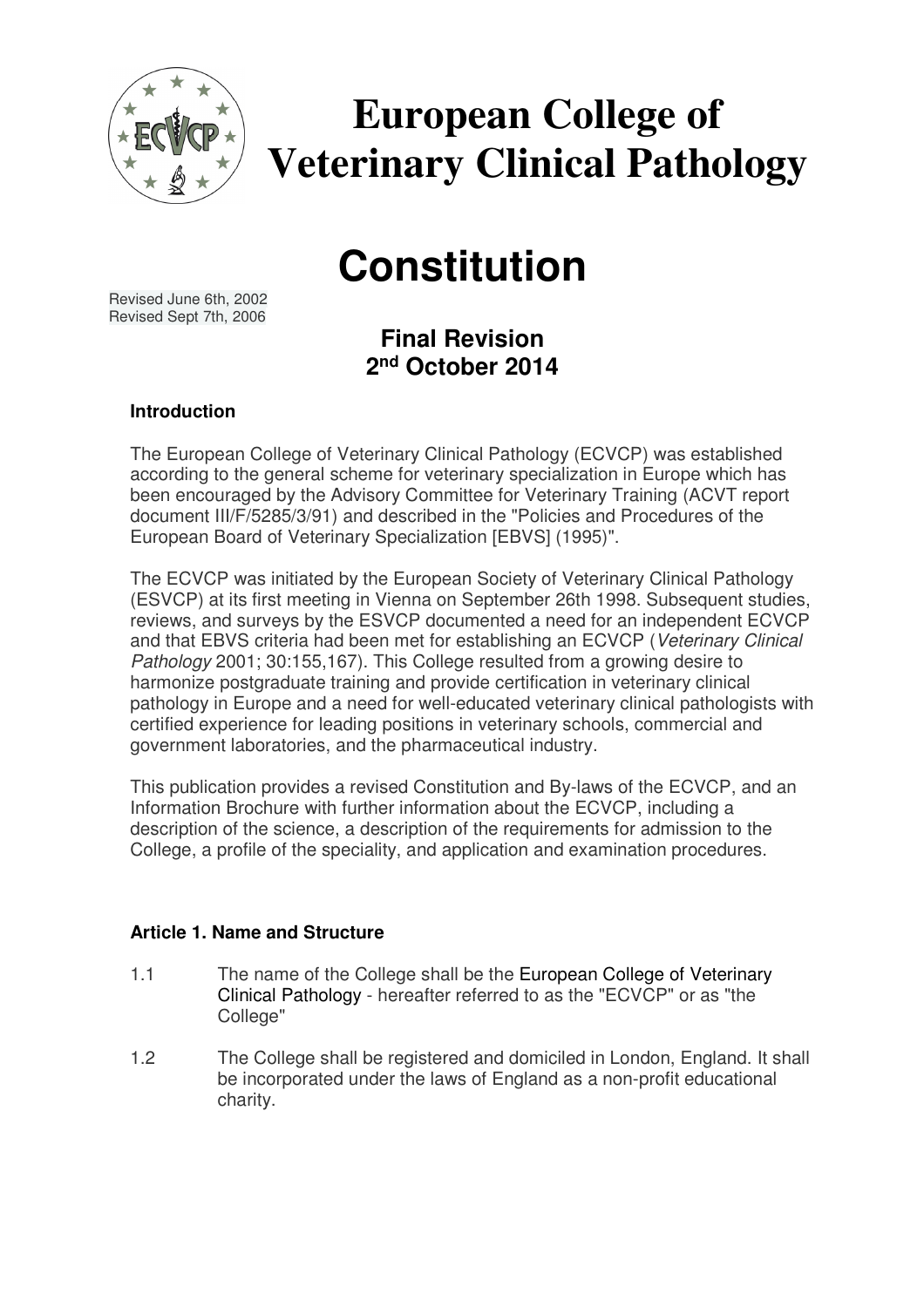# European College of Veterinary Clinical Pathology

# Constitution

Revised June 6th, 2002
Revised Sept 7th, 2006

## Final Revision 2nd October 2014

### Introduction

The European College of Veterinary Clinical Pathology (ECVCP) was established according to the general scheme for veterinary specialization in Europe which has been encouraged by the Advisory Committee for Veterinary Training (ACVT report document III/F/5285/3/91) and described in the "Policies and Procedures of the European Board of Veterinary Specialization [EBVS] (1995)".

The ECVCP was initiated by the European Society of Veterinary Clinical Pathology (ESVCP) at its first meeting in Vienna on September 26th 1998. Subsequent studies, reviews, and surveys by the ESVCP documented a need for an independent ECVCP and that EBVS criteria had been met for establishing an ECVCP (*Veterinary Clinical Pathology* 2001; 30:155,167). This College resulted from a growing desire to harmonize postgraduate training and provide certification in veterinary clinical pathology in Europe and a need for well-educated veterinary clinical pathologists with certified experience for leading positions in veterinary schools, commercial and government laboratories, and the pharmaceutical industry.

This publication provides a revised Constitution and By-laws of the ECVCP, and an Information Brochure with further information about the ECVCP, including a description of the science, a description of the requirements for admission to the College, a profile of the speciality, and application and examination procedures.

### Article 1. Name and Structure

1.1 The name of the College shall be the European College of Veterinary Clinical Pathology - hereafter referred to as the "ECVCP" or as "the College"

1.2 The College shall be registered and domiciled in London, England. It shall be incorporated under the laws of England as a non-profit educational charity.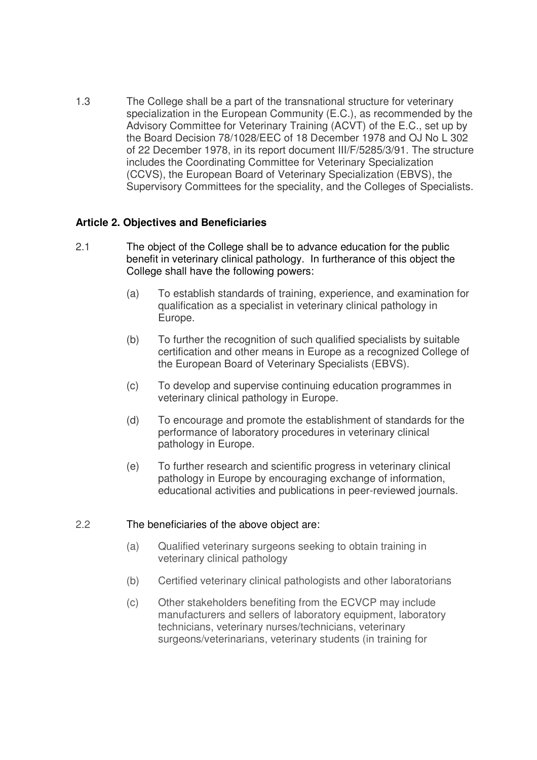1.3 The College shall be a part of the transnational structure for veterinary specialization in the European Community (E.C.), as recommended by the Advisory Committee for Veterinary Training (ACVT) of the E.C., set up by the Board Decision 78/1028/EEC of 18 December 1978 and OJ No L 302 of 22 December 1978, in its report document III/F/5285/3/91. The structure includes the Coordinating Committee for Veterinary Specialization (CCVS), the European Board of Veterinary Specialization (EBVS), the Supervisory Committees for the speciality, and the Colleges of Specialists.

### Article 2. Objectives and Beneficiaries

2.1 The object of the College shall be to advance education for the public benefit in veterinary clinical pathology. In furtherance of this object the College shall have the following powers:

- (a) To establish standards of training, experience, and examination for qualification as a specialist in veterinary clinical pathology in Europe.
- (b) To further the recognition of such qualified specialists by suitable certification and other means in Europe as a recognized College of the European Board of Veterinary Specialists (EBVS).
- (c) To develop and supervise continuing education programmes in veterinary clinical pathology in Europe.
- (d) To encourage and promote the establishment of standards for the performance of laboratory procedures in veterinary clinical pathology in Europe.
- (e) To further research and scientific progress in veterinary clinical pathology in Europe by encouraging exchange of information, educational activities and publications in peer-reviewed journals.

2.2 The beneficiaries of the above object are:

- (a) Qualified veterinary surgeons seeking to obtain training in veterinary clinical pathology
- (b) Certified veterinary clinical pathologists and other laboratorians
- (c) Other stakeholders benefiting from the ECVCP may include manufacturers and sellers of laboratory equipment, laboratory technicians, veterinary nurses/technicians, veterinary surgeons/veterinarians, veterinary students (in training for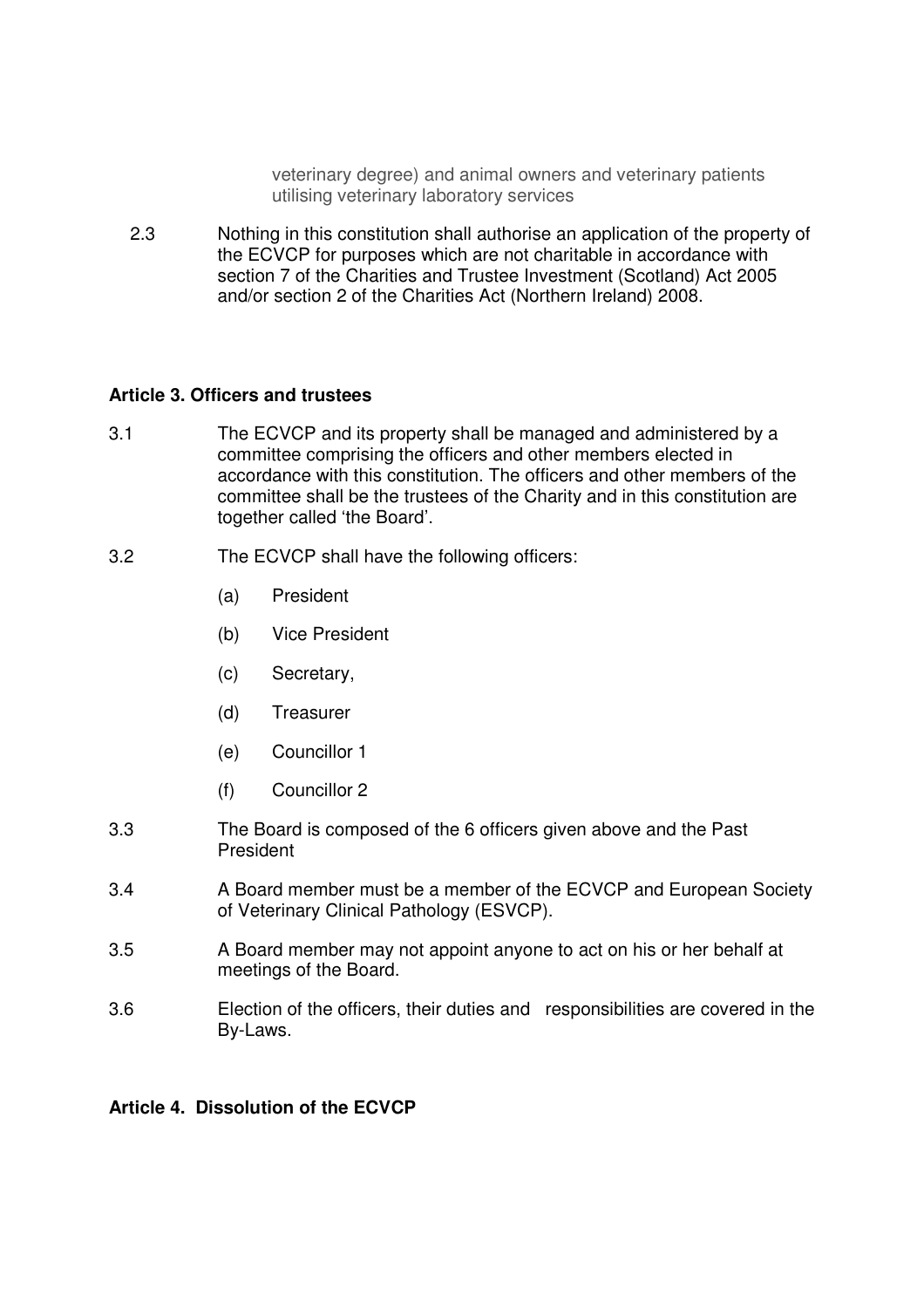veterinary degree) and animal owners and veterinary patients utilising veterinary laboratory services

2.3 Nothing in this constitution shall authorise an application of the property of the ECVCP for purposes which are not charitable in accordance with section 7 of the Charities and Trustee Investment (Scotland) Act 2005 and/or section 2 of the Charities Act (Northern Ireland) 2008.

**Article 3. Officers and trustees**

3.1 The ECVCP and its property shall be managed and administered by a committee comprising the officers and other members elected in accordance with this constitution. The officers and other members of the committee shall be the trustees of the Charity and in this constitution are together called 'the Board'.

3.2 The ECVCP shall have the following officers:

(a) President

(b) Vice President

(c) Secretary,

(d) Treasurer

(e) Councillor 1

(f) Councillor 2

3.3 The Board is composed of the 6 officers given above and the Past President

3.4 A Board member must be a member of the ECVCP and European Society of Veterinary Clinical Pathology (ESVCP).

3.5 A Board member may not appoint anyone to act on his or her behalf at meetings of the Board.

3.6 Election of the officers, their duties and responsibilities are covered in the By-Laws.

**Article 4. Dissolution of the ECVCP**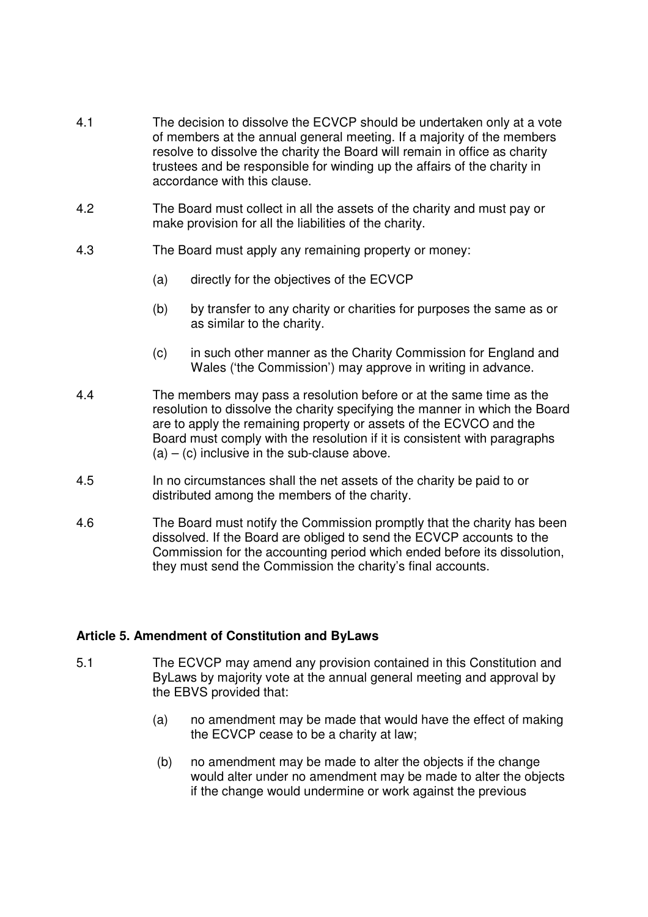4.1 The decision to dissolve the ECVCP should be undertaken only at a vote of members at the annual general meeting. If a majority of the members resolve to dissolve the charity the Board will remain in office as charity trustees and be responsible for winding up the affairs of the charity in accordance with this clause.

4.2 The Board must collect in all the assets of the charity and must pay or make provision for all the liabilities of the charity.

4.3 The Board must apply any remaining property or money:

(a) directly for the objectives of the ECVCP

(b) by transfer to any charity or charities for purposes the same as or as similar to the charity.

(c) in such other manner as the Charity Commission for England and Wales ('the Commission') may approve in writing in advance.

4.4 The members may pass a resolution before or at the same time as the resolution to dissolve the charity specifying the manner in which the Board are to apply the remaining property or assets of the ECVCO and the Board must comply with the resolution if it is consistent with paragraphs (a) – (c) inclusive in the sub-clause above.

4.5 In no circumstances shall the net assets of the charity be paid to or distributed among the members of the charity.

4.6 The Board must notify the Commission promptly that the charity has been dissolved. If the Board are obliged to send the ECVCP accounts to the Commission for the accounting period which ended before its dissolution, they must send the Commission the charity's final accounts.

**Article 5. Amendment of Constitution and ByLaws**

5.1 The ECVCP may amend any provision contained in this Constitution and ByLaws by majority vote at the annual general meeting and approval by the EBVS provided that:

(a) no amendment may be made that would have the effect of making the ECVCP cease to be a charity at law;

(b) no amendment may be made to alter the objects if the change would alter under no amendment may be made to alter the objects if the change would undermine or work against the previous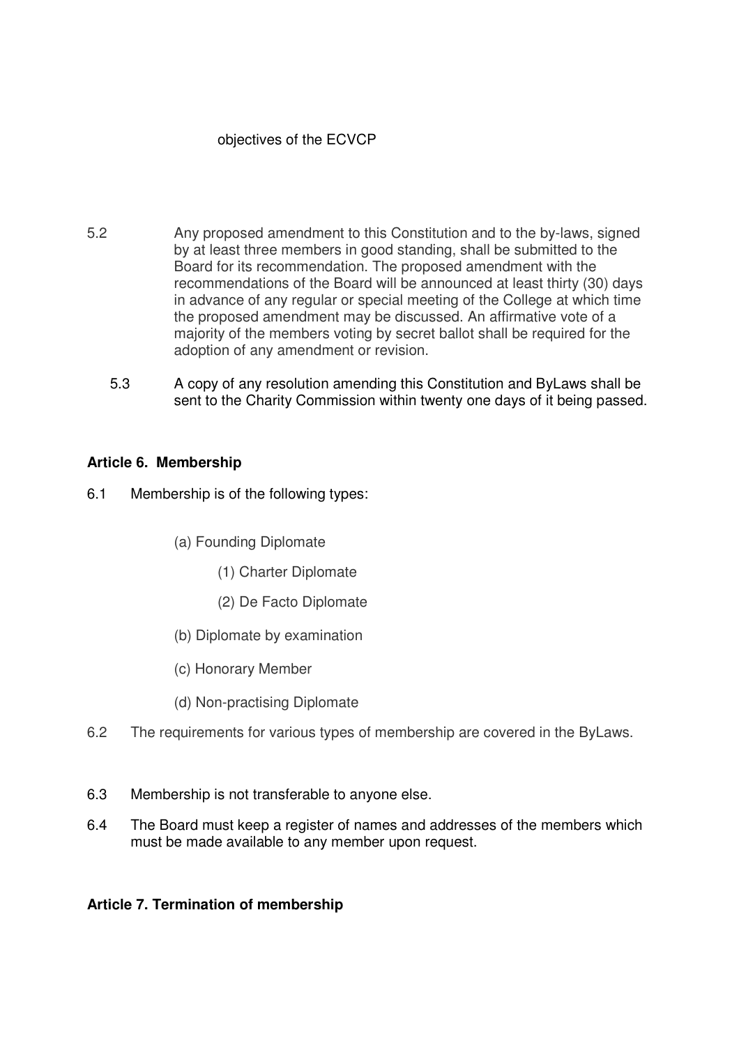objectives of the ECVCP

5.2 Any proposed amendment to this Constitution and to the by-laws, signed by at least three members in good standing, shall be submitted to the Board for its recommendation. The proposed amendment with the recommendations of the Board will be announced at least thirty (30) days in advance of any regular or special meeting of the College at which time the proposed amendment may be discussed. An affirmative vote of a majority of the members voting by secret ballot shall be required for the adoption of any amendment or revision.

5.3 A copy of any resolution amending this Constitution and ByLaws shall be sent to the Charity Commission within twenty one days of it being passed.

### Article 6. Membership

6.1 Membership is of the following types:

- (a) Founding Diplomate
  - (1) Charter Diplomate
  - (2) De Facto Diplomate
- (b) Diplomate by examination
- (c) Honorary Member
- (d) Non-practising Diplomate

6.2 The requirements for various types of membership are covered in the ByLaws.

6.3 Membership is not transferable to anyone else.

6.4 The Board must keep a register of names and addresses of the members which must be made available to any member upon request.

### Article 7. Termination of membership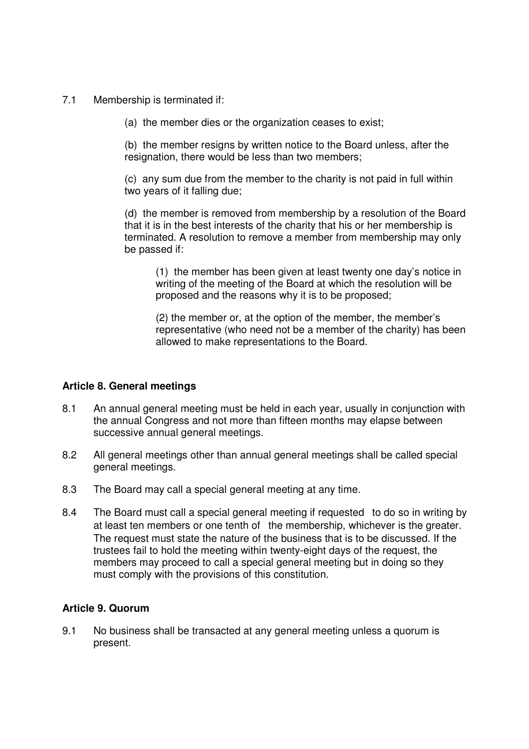7.1 Membership is terminated if:

(a) the member dies or the organization ceases to exist;

(b) the member resigns by written notice to the Board unless, after the resignation, there would be less than two members;

(c) any sum due from the member to the charity is not paid in full within two years of it falling due;

(d) the member is removed from membership by a resolution of the Board that it is in the best interests of the charity that his or her membership is terminated. A resolution to remove a member from membership may only be passed if:

(1) the member has been given at least twenty one day's notice in writing of the meeting of the Board at which the resolution will be proposed and the reasons why it is to be proposed;

(2) the member or, at the option of the member, the member's representative (who need not be a member of the charity) has been allowed to make representations to the Board.

### Article 8. General meetings

8.1 An annual general meeting must be held in each year, usually in conjunction with the annual Congress and not more than fifteen months may elapse between successive annual general meetings.

8.2 All general meetings other than annual general meetings shall be called special general meetings.

8.3 The Board may call a special general meeting at any time.

8.4 The Board must call a special general meeting if requested to do so in writing by at least ten members or one tenth of the membership, whichever is the greater. The request must state the nature of the business that is to be discussed. If the trustees fail to hold the meeting within twenty-eight days of the request, the members may proceed to call a special general meeting but in doing so they must comply with the provisions of this constitution.

### Article 9. Quorum

9.1 No business shall be transacted at any general meeting unless a quorum is present.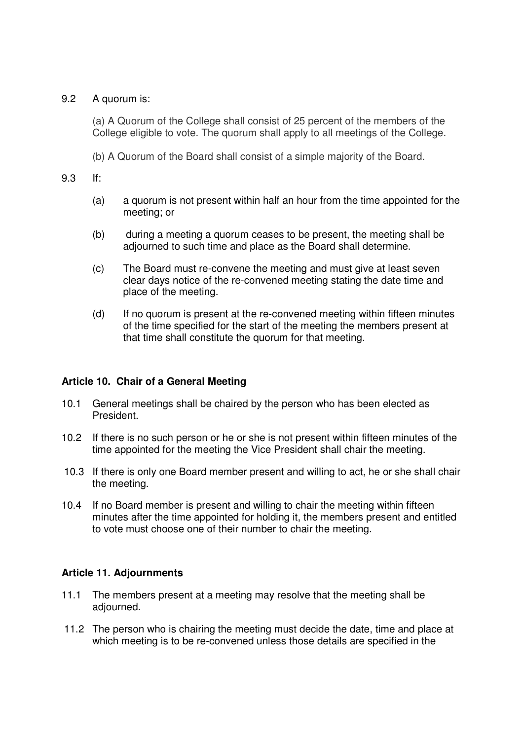9.2 A quorum is:

(a) A Quorum of the College shall consist of 25 percent of the members of the College eligible to vote. The quorum shall apply to all meetings of the College.

(b) A Quorum of the Board shall consist of a simple majority of the Board.

9.3 If:

(a) a quorum is not present within half an hour from the time appointed for the meeting; or

(b) during a meeting a quorum ceases to be present, the meeting shall be adjourned to such time and place as the Board shall determine.

(c) The Board must re-convene the meeting and must give at least seven clear days notice of the re-convened meeting stating the date time and place of the meeting.

(d) If no quorum is present at the re-convened meeting within fifteen minutes of the time specified for the start of the meeting the members present at that time shall constitute the quorum for that meeting.

### Article 10. Chair of a General Meeting

10.1 General meetings shall be chaired by the person who has been elected as President.

10.2 If there is no such person or he or she is not present within fifteen minutes of the time appointed for the meeting the Vice President shall chair the meeting.

10.3 If there is only one Board member present and willing to act, he or she shall chair the meeting.

10.4 If no Board member is present and willing to chair the meeting within fifteen minutes after the time appointed for holding it, the members present and entitled to vote must choose one of their number to chair the meeting.

### Article 11. Adjournments

11.1 The members present at a meeting may resolve that the meeting shall be adjourned.

11.2 The person who is chairing the meeting must decide the date, time and place at which meeting is to be re-convened unless those details are specified in the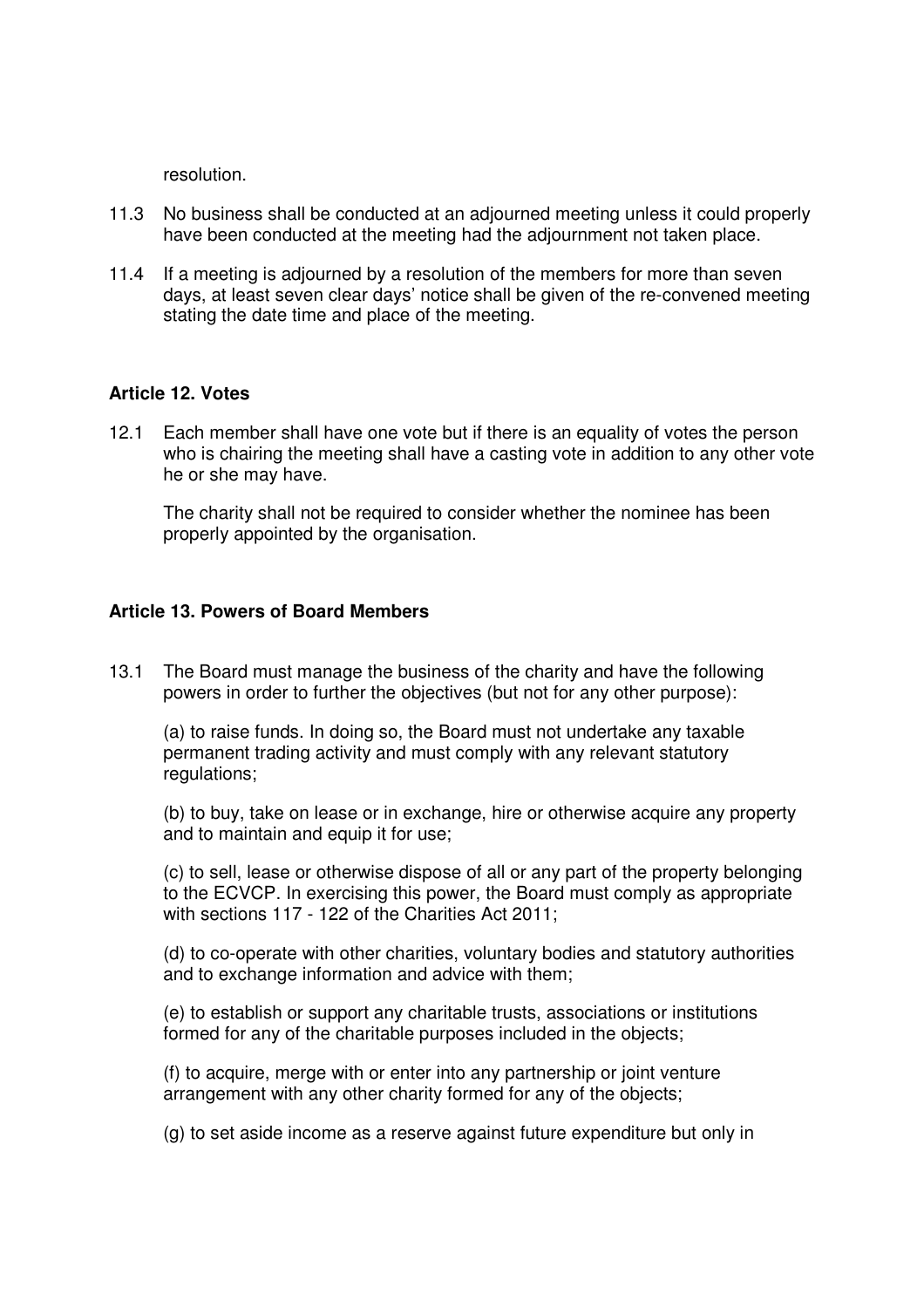resolution.

11.3 No business shall be conducted at an adjourned meeting unless it could properly have been conducted at the meeting had the adjournment not taken place.

11.4 If a meeting is adjourned by a resolution of the members for more than seven days, at least seven clear days' notice shall be given of the re-convened meeting stating the date time and place of the meeting.

### Article 12. Votes

12.1 Each member shall have one vote but if there is an equality of votes the person who is chairing the meeting shall have a casting vote in addition to any other vote he or she may have.

The charity shall not be required to consider whether the nominee has been properly appointed by the organisation.

### Article 13. Powers of Board Members

13.1 The Board must manage the business of the charity and have the following powers in order to further the objectives (but not for any other purpose):

(a) to raise funds. In doing so, the Board must not undertake any taxable permanent trading activity and must comply with any relevant statutory regulations;

(b) to buy, take on lease or in exchange, hire or otherwise acquire any property and to maintain and equip it for use;

(c) to sell, lease or otherwise dispose of all or any part of the property belonging to the ECVCP. In exercising this power, the Board must comply as appropriate with sections 117 - 122 of the Charities Act 2011;

(d) to co-operate with other charities, voluntary bodies and statutory authorities and to exchange information and advice with them;

(e) to establish or support any charitable trusts, associations or institutions formed for any of the charitable purposes included in the objects;

(f) to acquire, merge with or enter into any partnership or joint venture arrangement with any other charity formed for any of the objects;

(g) to set aside income as a reserve against future expenditure but only in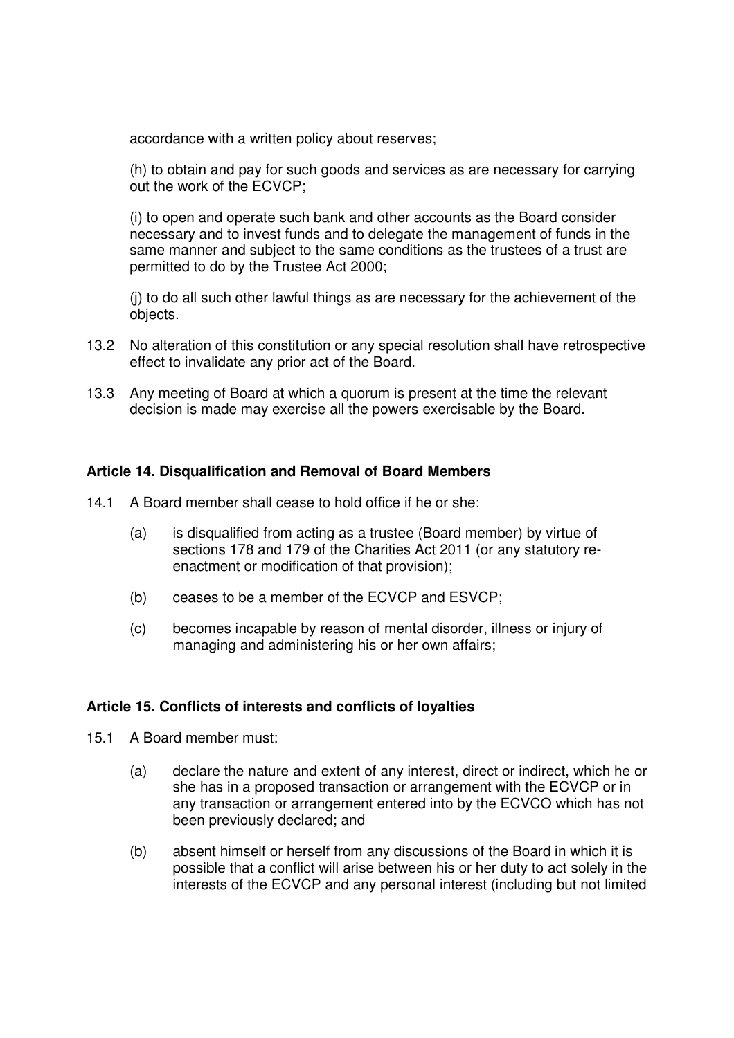accordance with a written policy about reserves;

(h) to obtain and pay for such goods and services as are necessary for carrying out the work of the ECVCP;

(i) to open and operate such bank and other accounts as the Board consider necessary and to invest funds and to delegate the management of funds in the same manner and subject to the same conditions as the trustees of a trust are permitted to do by the Trustee Act 2000;

(j) to do all such other lawful things as are necessary for the achievement of the objects.

13.2 No alteration of this constitution or any special resolution shall have retrospective effect to invalidate any prior act of the Board.

13.3 Any meeting of Board at which a quorum is present at the time the relevant decision is made may exercise all the powers exercisable by the Board.

### Article 14. Disqualification and Removal of Board Members

14.1 A Board member shall cease to hold office if he or she:

- (a) is disqualified from acting as a trustee (Board member) by virtue of sections 178 and 179 of the Charities Act 2011 (or any statutory re-enactment or modification of that provision);
- (b) ceases to be a member of the ECVCP and ESVCP;
- (c) becomes incapable by reason of mental disorder, illness or injury of managing and administering his or her own affairs;

### Article 15. Conflicts of interests and conflicts of loyalties

15.1 A Board member must:

- (a) declare the nature and extent of any interest, direct or indirect, which he or she has in a proposed transaction or arrangement with the ECVCP or in any transaction or arrangement entered into by the ECVCO which has not been previously declared; and
- (b) absent himself or herself from any discussions of the Board in which it is possible that a conflict will arise between his or her duty to act solely in the interests of the ECVCP and any personal interest (including but not limited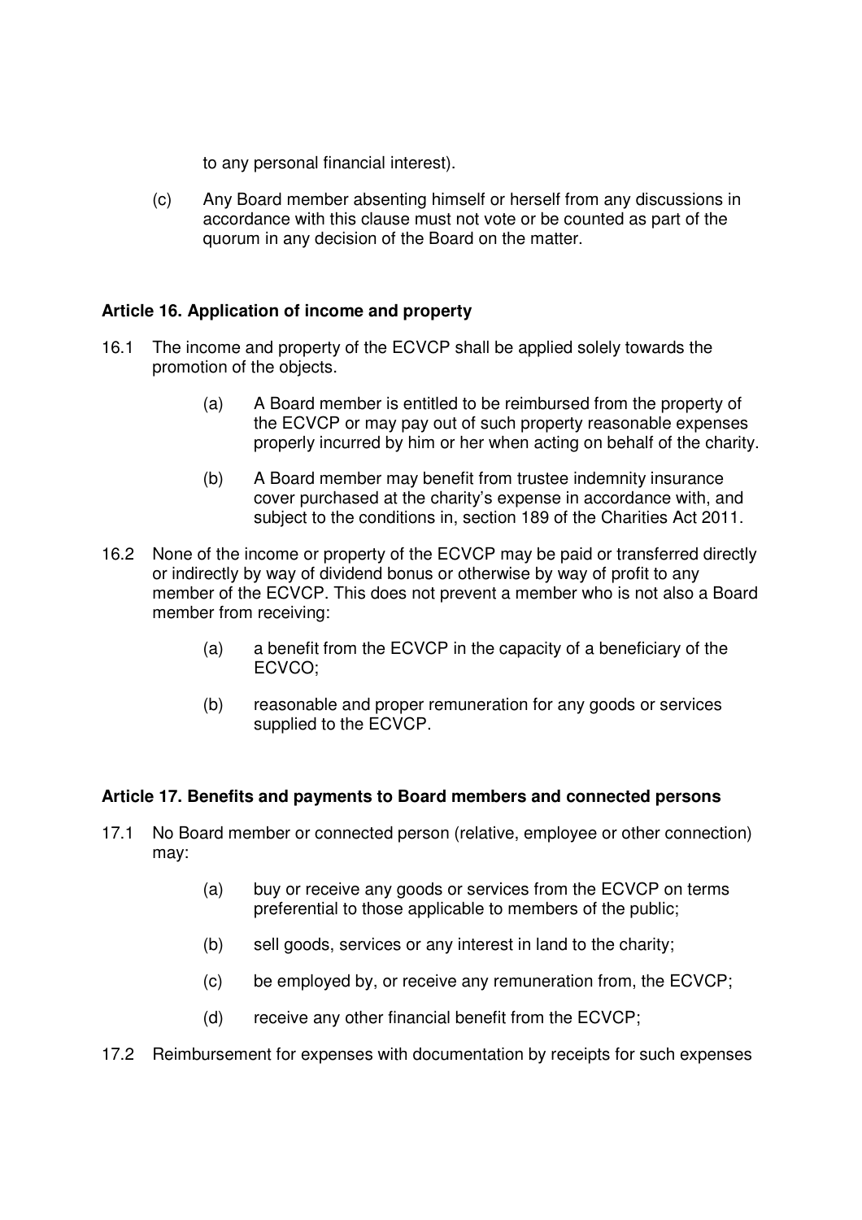to any personal financial interest).

(c) Any Board member absenting himself or herself from any discussions in accordance with this clause must not vote or be counted as part of the quorum in any decision of the Board on the matter.

**Article 16. Application of income and property**

16.1 The income and property of the ECVCP shall be applied solely towards the promotion of the objects.

(a) A Board member is entitled to be reimbursed from the property of the ECVCP or may pay out of such property reasonable expenses properly incurred by him or her when acting on behalf of the charity.

(b) A Board member may benefit from trustee indemnity insurance cover purchased at the charity's expense in accordance with, and subject to the conditions in, section 189 of the Charities Act 2011.

16.2 None of the income or property of the ECVCP may be paid or transferred directly or indirectly by way of dividend bonus or otherwise by way of profit to any member of the ECVCP. This does not prevent a member who is not also a Board member from receiving:

(a) a benefit from the ECVCP in the capacity of a beneficiary of the ECVCO;

(b) reasonable and proper remuneration for any goods or services supplied to the ECVCP.

**Article 17. Benefits and payments to Board members and connected persons**

17.1 No Board member or connected person (relative, employee or other connection) may:

(a) buy or receive any goods or services from the ECVCP on terms preferential to those applicable to members of the public;

(b) sell goods, services or any interest in land to the charity;

(c) be employed by, or receive any remuneration from, the ECVCP;

(d) receive any other financial benefit from the ECVCP;

17.2 Reimbursement for expenses with documentation by receipts for such expenses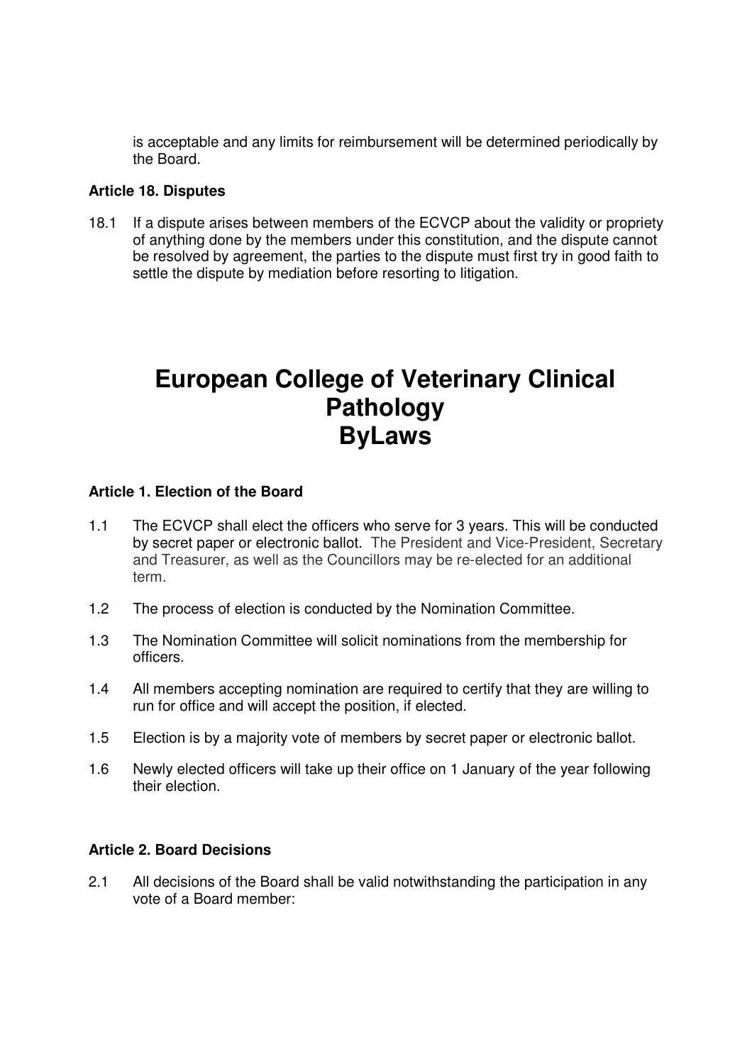is acceptable and any limits for reimbursement will be determined periodically by the Board.

**Article 18. Disputes**

18.1 If a dispute arises between members of the ECVCP about the validity or propriety of anything done by the members under this constitution, and the dispute cannot be resolved by agreement, the parties to the dispute must first try in good faith to settle the dispute by mediation before resorting to litigation.

# European College of Veterinary Clinical Pathology ByLaws

**Article 1. Election of the Board**

1.1 The ECVCP shall elect the officers who serve for 3 years. This will be conducted by secret paper or electronic ballot. The President and Vice-President, Secretary and Treasurer, as well as the Councillors may be re-elected for an additional term.

1.2 The process of election is conducted by the Nomination Committee.

1.3 The Nomination Committee will solicit nominations from the membership for officers.

1.4 All members accepting nomination are required to certify that they are willing to run for office and will accept the position, if elected.

1.5 Election is by a majority vote of members by secret paper or electronic ballot.

1.6 Newly elected officers will take up their office on 1 January of the year following their election.

**Article 2. Board Decisions**

2.1 All decisions of the Board shall be valid notwithstanding the participation in any vote of a Board member: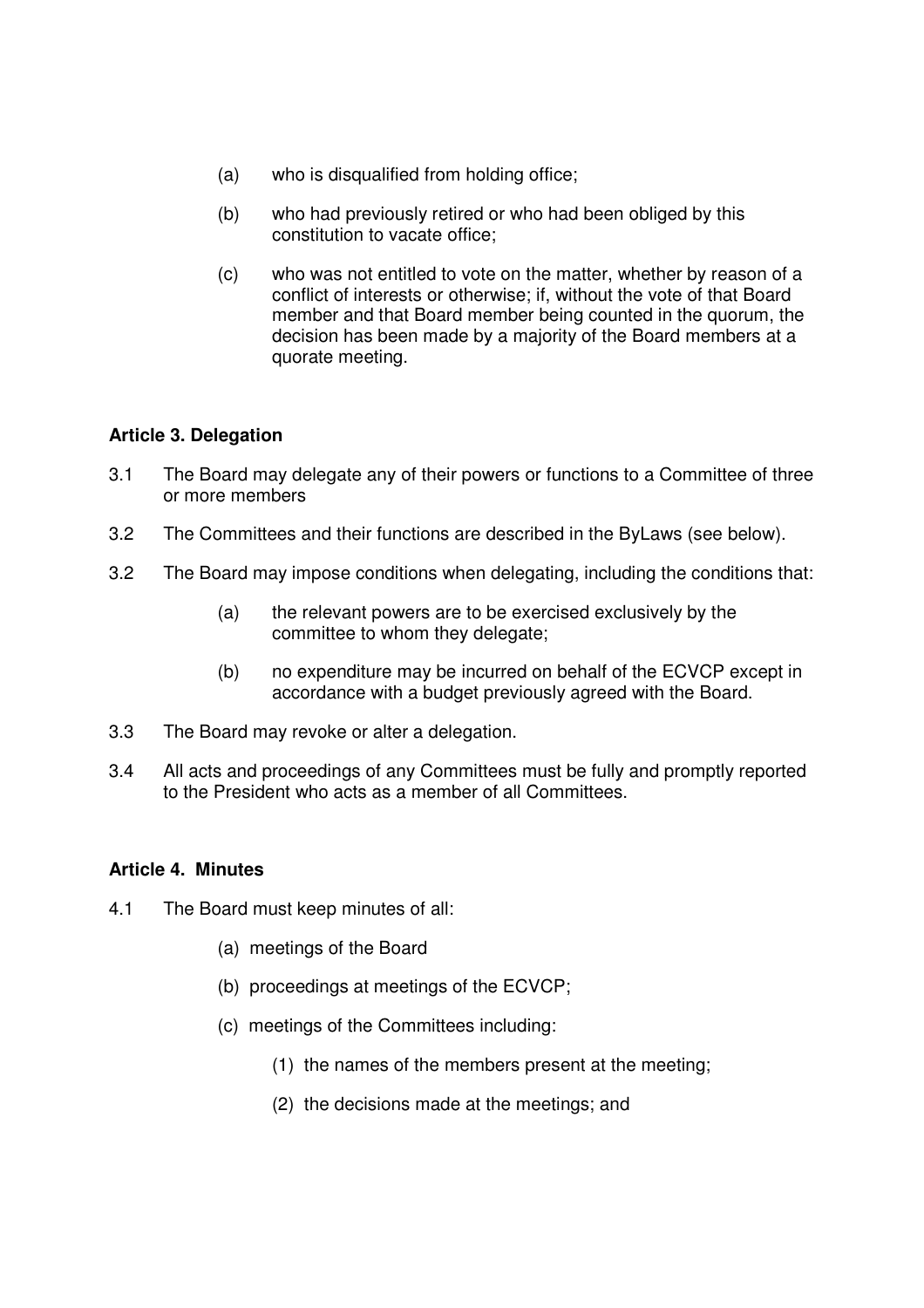(a) who is disqualified from holding office;

(b) who had previously retired or who had been obliged by this constitution to vacate office;

(c) who was not entitled to vote on the matter, whether by reason of a conflict of interests or otherwise; if, without the vote of that Board member and that Board member being counted in the quorum, the decision has been made by a majority of the Board members at a quorate meeting.

**Article 3. Delegation**

3.1 The Board may delegate any of their powers or functions to a Committee of three or more members

3.2 The Committees and their functions are described in the ByLaws (see below).

3.2 The Board may impose conditions when delegating, including the conditions that:

(a) the relevant powers are to be exercised exclusively by the committee to whom they delegate;

(b) no expenditure may be incurred on behalf of the ECVCP except in accordance with a budget previously agreed with the Board.

3.3 The Board may revoke or alter a delegation.

3.4 All acts and proceedings of any Committees must be fully and promptly reported to the President who acts as a member of all Committees.

**Article 4. Minutes**

4.1 The Board must keep minutes of all:

(a) meetings of the Board

(b) proceedings at meetings of the ECVCP;

(c) meetings of the Committees including:

(1) the names of the members present at the meeting;

(2) the decisions made at the meetings; and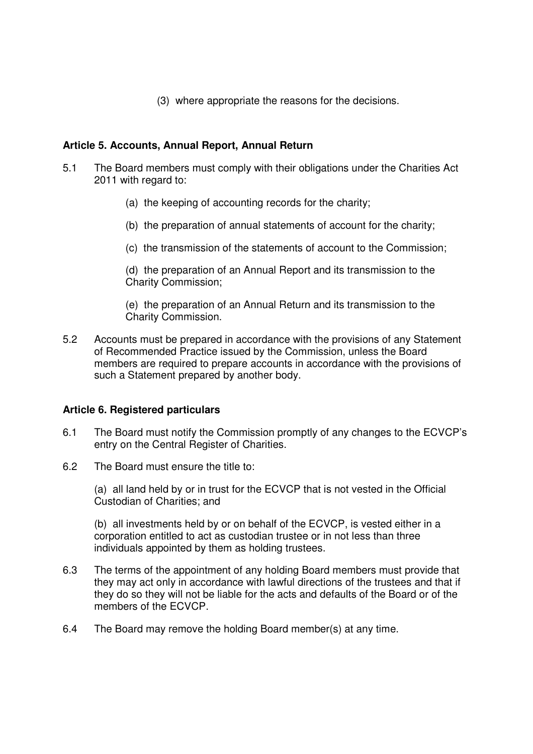(3) where appropriate the reasons for the decisions.

**Article 5. Accounts, Annual Report, Annual Return**

5.1 The Board members must comply with their obligations under the Charities Act 2011 with regard to:

(a) the keeping of accounting records for the charity;

(b) the preparation of annual statements of account for the charity;

(c) the transmission of the statements of account to the Commission;

(d) the preparation of an Annual Report and its transmission to the Charity Commission;

(e) the preparation of an Annual Return and its transmission to the Charity Commission.

5.2 Accounts must be prepared in accordance with the provisions of any Statement of Recommended Practice issued by the Commission, unless the Board members are required to prepare accounts in accordance with the provisions of such a Statement prepared by another body.

**Article 6. Registered particulars**

6.1 The Board must notify the Commission promptly of any changes to the ECVCP's entry on the Central Register of Charities.

6.2 The Board must ensure the title to:

(a) all land held by or in trust for the ECVCP that is not vested in the Official Custodian of Charities; and

(b) all investments held by or on behalf of the ECVCP, is vested either in a corporation entitled to act as custodian trustee or in not less than three individuals appointed by them as holding trustees.

6.3 The terms of the appointment of any holding Board members must provide that they may act only in accordance with lawful directions of the trustees and that if they do so they will not be liable for the acts and defaults of the Board or of the members of the ECVCP.

6.4 The Board may remove the holding Board member(s) at any time.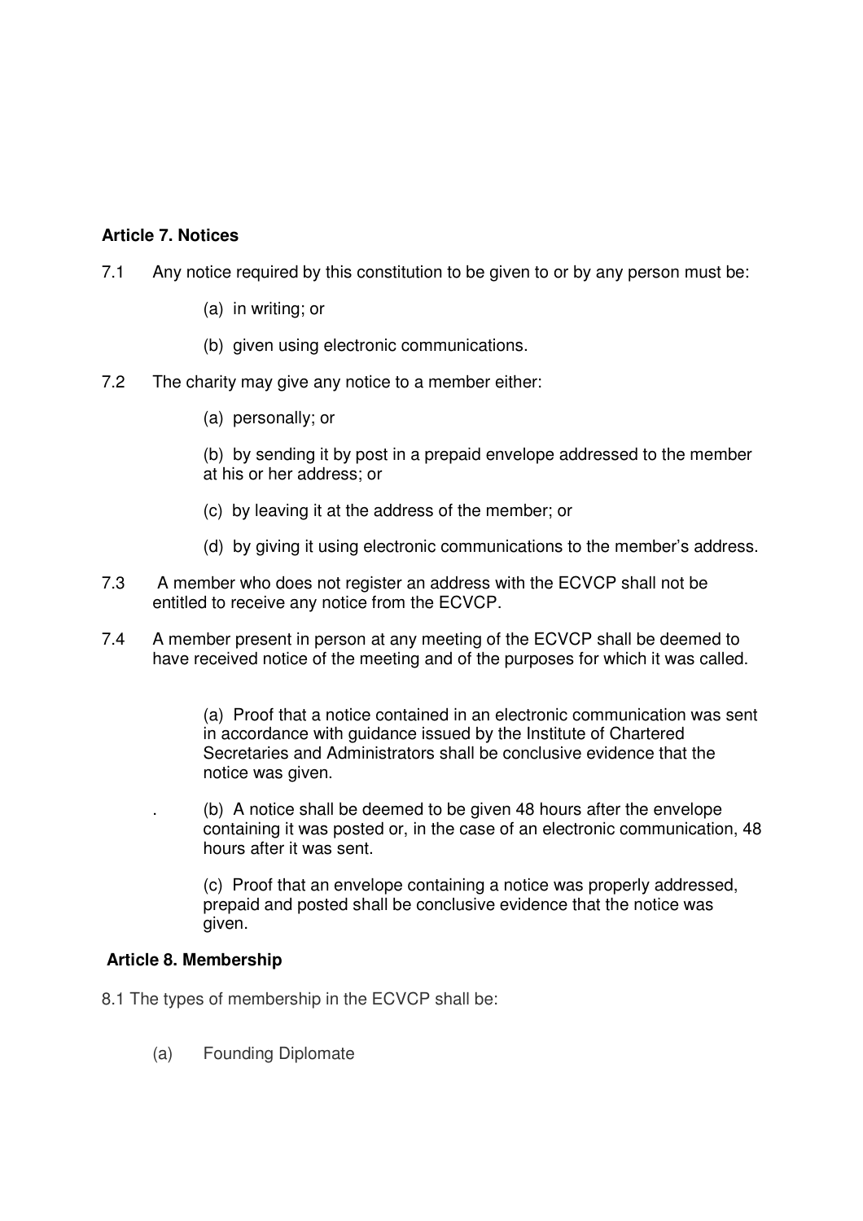**Article 7. Notices**

7.1 Any notice required by this constitution to be given to or by any person must be:

(a) in writing; or

(b) given using electronic communications.

7.2 The charity may give any notice to a member either:

(a) personally; or

(b) by sending it by post in a prepaid envelope addressed to the member at his or her address; or

(c) by leaving it at the address of the member; or

(d) by giving it using electronic communications to the member's address.

7.3 A member who does not register an address with the ECVCP shall not be entitled to receive any notice from the ECVCP.

7.4 A member present in person at any meeting of the ECVCP shall be deemed to have received notice of the meeting and of the purposes for which it was called.

(a) Proof that a notice contained in an electronic communication was sent in accordance with guidance issued by the Institute of Chartered Secretaries and Administrators shall be conclusive evidence that the notice was given.

. (b) A notice shall be deemed to be given 48 hours after the envelope containing it was posted or, in the case of an electronic communication, 48 hours after it was sent.

(c) Proof that an envelope containing a notice was properly addressed, prepaid and posted shall be conclusive evidence that the notice was given.

**Article 8. Membership**

8.1 The types of membership in the ECVCP shall be:

(a) Founding Diplomate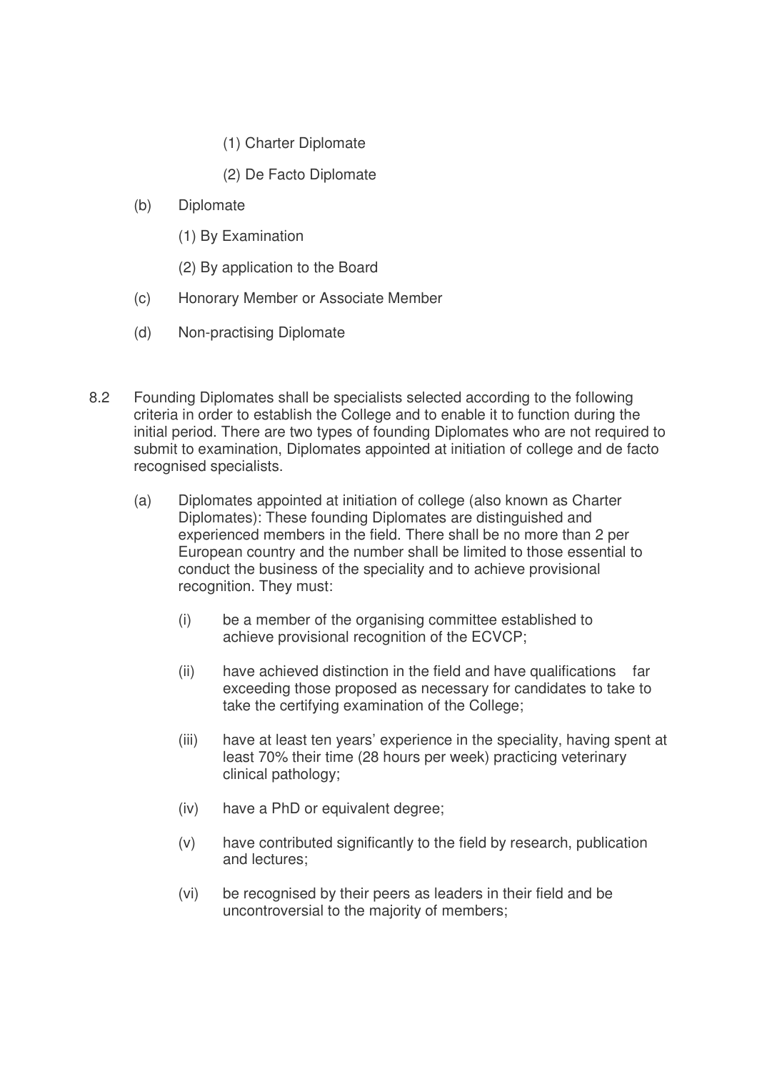(1) Charter Diplomate

(2) De Facto Diplomate

(b) Diplomate

(1) By Examination

(2) By application to the Board

(c) Honorary Member or Associate Member

(d) Non-practising Diplomate

8.2 Founding Diplomates shall be specialists selected according to the following criteria in order to establish the College and to enable it to function during the initial period. There are two types of founding Diplomates who are not required to submit to examination, Diplomates appointed at initiation of college and de facto recognised specialists.

(a) Diplomates appointed at initiation of college (also known as Charter Diplomates): These founding Diplomates are distinguished and experienced members in the field. There shall be no more than 2 per European country and the number shall be limited to those essential to conduct the business of the speciality and to achieve provisional recognition. They must:

(i) be a member of the organising committee established to achieve provisional recognition of the ECVCP;

(ii) have achieved distinction in the field and have qualifications far exceeding those proposed as necessary for candidates to take to take the certifying examination of the College;

(iii) have at least ten years' experience in the speciality, having spent at least 70% their time (28 hours per week) practicing veterinary clinical pathology;

(iv) have a PhD or equivalent degree;

(v) have contributed significantly to the field by research, publication and lectures;

(vi) be recognised by their peers as leaders in their field and be uncontroversial to the majority of members;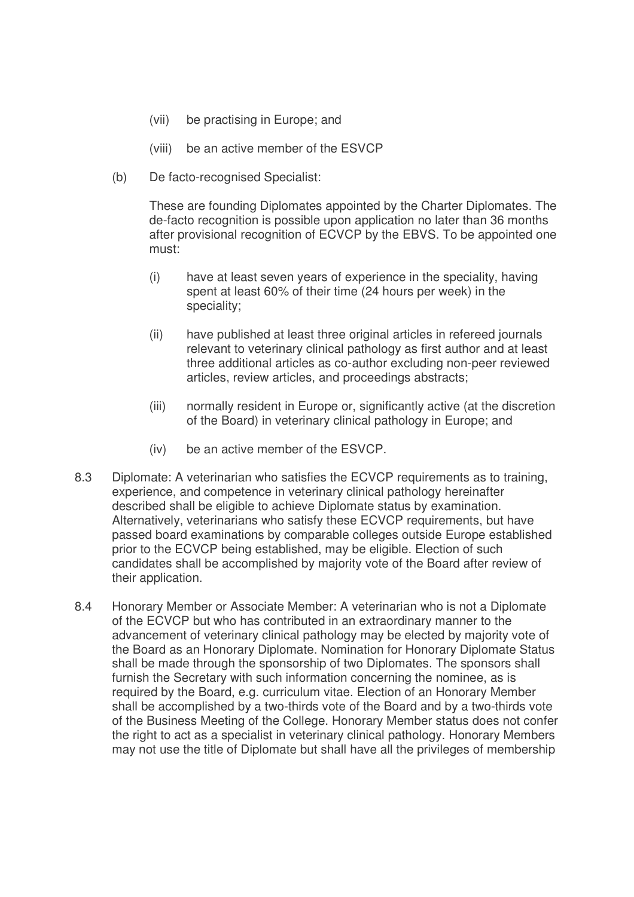(vii) be practising in Europe; and

(viii) be an active member of the ESVCP

(b) De facto-recognised Specialist:

These are founding Diplomates appointed by the Charter Diplomates. The de-facto recognition is possible upon application no later than 36 months after provisional recognition of ECVCP by the EBVS. To be appointed one must:

(i) have at least seven years of experience in the speciality, having spent at least 60% of their time (24 hours per week) in the speciality;

(ii) have published at least three original articles in refereed journals relevant to veterinary clinical pathology as first author and at least three additional articles as co-author excluding non-peer reviewed articles, review articles, and proceedings abstracts;

(iii) normally resident in Europe or, significantly active (at the discretion of the Board) in veterinary clinical pathology in Europe; and

(iv) be an active member of the ESVCP.

8.3 Diplomate: A veterinarian who satisfies the ECVCP requirements as to training, experience, and competence in veterinary clinical pathology hereinafter described shall be eligible to achieve Diplomate status by examination. Alternatively, veterinarians who satisfy these ECVCP requirements, but have passed board examinations by comparable colleges outside Europe established prior to the ECVCP being established, may be eligible. Election of such candidates shall be accomplished by majority vote of the Board after review of their application.

8.4 Honorary Member or Associate Member: A veterinarian who is not a Diplomate of the ECVCP but who has contributed in an extraordinary manner to the advancement of veterinary clinical pathology may be elected by majority vote of the Board as an Honorary Diplomate. Nomination for Honorary Diplomate Status shall be made through the sponsorship of two Diplomates. The sponsors shall furnish the Secretary with such information concerning the nominee, as is required by the Board, e.g. curriculum vitae. Election of an Honorary Member shall be accomplished by a two-thirds vote of the Board and by a two-thirds vote of the Business Meeting of the College. Honorary Member status does not confer the right to act as a specialist in veterinary clinical pathology. Honorary Members may not use the title of Diplomate but shall have all the privileges of membership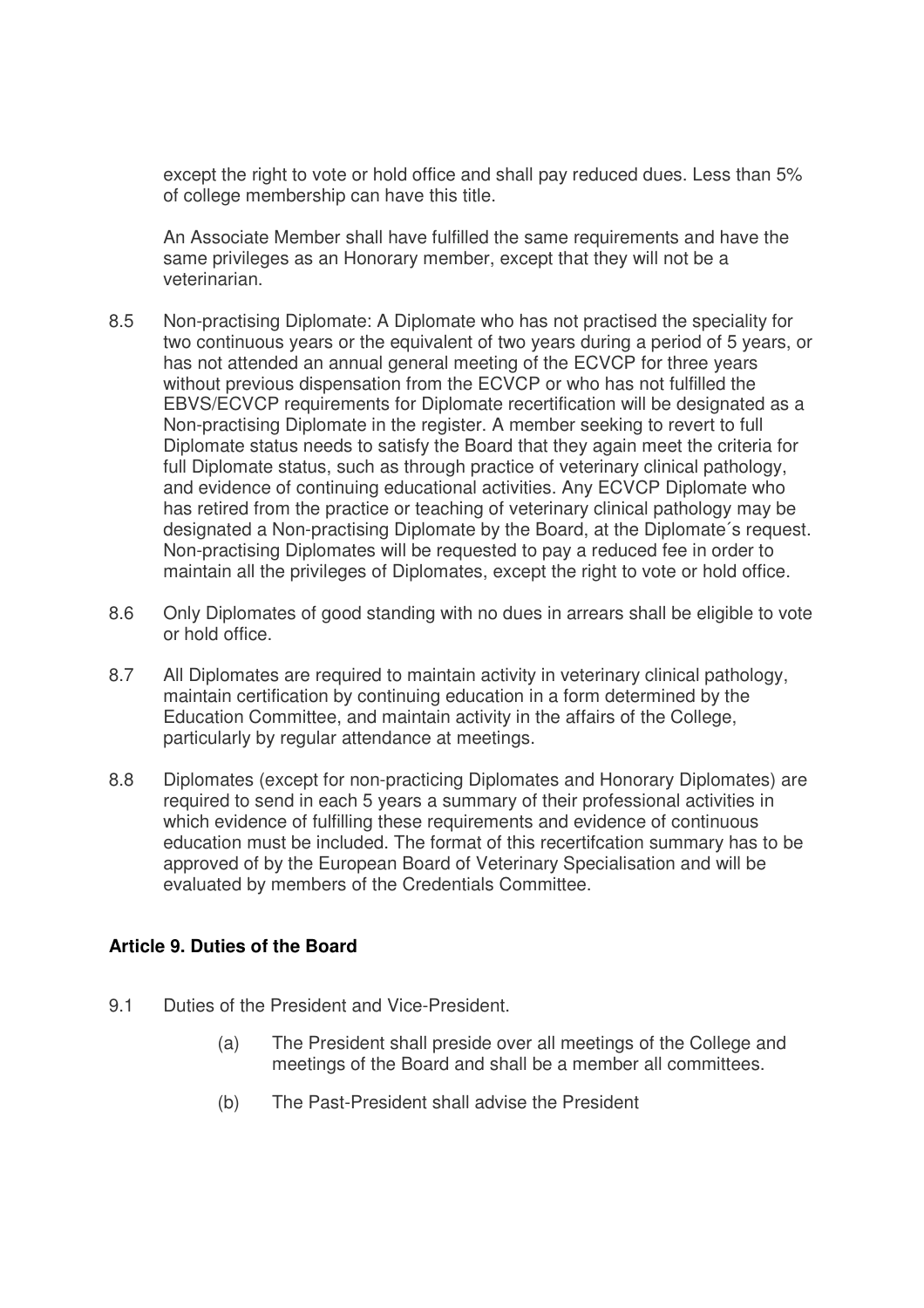except the right to vote or hold office and shall pay reduced dues. Less than 5% of college membership can have this title.

An Associate Member shall have fulfilled the same requirements and have the same privileges as an Honorary member, except that they will not be a veterinarian.

8.5 Non-practising Diplomate: A Diplomate who has not practised the speciality for two continuous years or the equivalent of two years during a period of 5 years, or has not attended an annual general meeting of the ECVCP for three years without previous dispensation from the ECVCP or who has not fulfilled the EBVS/ECVCP requirements for Diplomate recertification will be designated as a Non-practising Diplomate in the register. A member seeking to revert to full Diplomate status needs to satisfy the Board that they again meet the criteria for full Diplomate status, such as through practice of veterinary clinical pathology, and evidence of continuing educational activities. Any ECVCP Diplomate who has retired from the practice or teaching of veterinary clinical pathology may be designated a Non-practising Diplomate by the Board, at the Diplomate´s request. Non-practising Diplomates will be requested to pay a reduced fee in order to maintain all the privileges of Diplomates, except the right to vote or hold office.

8.6 Only Diplomates of good standing with no dues in arrears shall be eligible to vote or hold office.

8.7 All Diplomates are required to maintain activity in veterinary clinical pathology, maintain certification by continuing education in a form determined by the Education Committee, and maintain activity in the affairs of the College, particularly by regular attendance at meetings.

8.8 Diplomates (except for non-practicing Diplomates and Honorary Diplomates) are required to send in each 5 years a summary of their professional activities in which evidence of fulfilling these requirements and evidence of continuous education must be included. The format of this recertifcation summary has to be approved of by the European Board of Veterinary Specialisation and will be evaluated by members of the Credentials Committee.

### Article 9. Duties of the Board

9.1 Duties of the President and Vice-President.

(a) The President shall preside over all meetings of the College and meetings of the Board and shall be a member all committees.

(b) The Past-President shall advise the President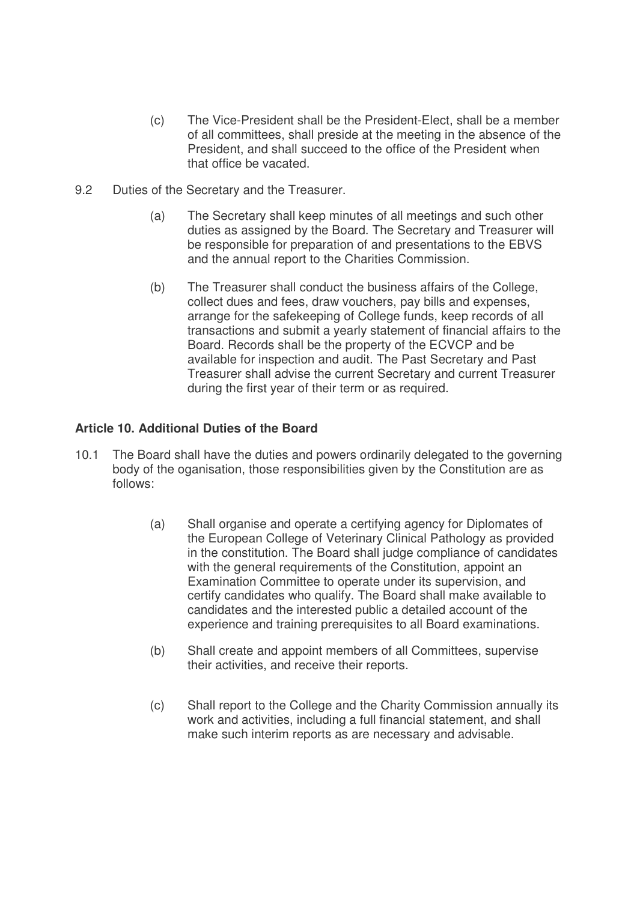(c) The Vice-President shall be the President-Elect, shall be a member of all committees, shall preside at the meeting in the absence of the President, and shall succeed to the office of the President when that office be vacated.

9.2 Duties of the Secretary and the Treasurer.

(a) The Secretary shall keep minutes of all meetings and such other duties as assigned by the Board. The Secretary and Treasurer will be responsible for preparation of and presentations to the EBVS and the annual report to the Charities Commission.

(b) The Treasurer shall conduct the business affairs of the College, collect dues and fees, draw vouchers, pay bills and expenses, arrange for the safekeeping of College funds, keep records of all transactions and submit a yearly statement of financial affairs to the Board. Records shall be the property of the ECVCP and be available for inspection and audit. The Past Secretary and Past Treasurer shall advise the current Secretary and current Treasurer during the first year of their term or as required.

### Article 10. Additional Duties of the Board

10.1 The Board shall have the duties and powers ordinarily delegated to the governing body of the oganisation, those responsibilities given by the Constitution are as follows:

(a) Shall organise and operate a certifying agency for Diplomates of the European College of Veterinary Clinical Pathology as provided in the constitution. The Board shall judge compliance of candidates with the general requirements of the Constitution, appoint an Examination Committee to operate under its supervision, and certify candidates who qualify. The Board shall make available to candidates and the interested public a detailed account of the experience and training prerequisites to all Board examinations.

(b) Shall create and appoint members of all Committees, supervise their activities, and receive their reports.

(c) Shall report to the College and the Charity Commission annually its work and activities, including a full financial statement, and shall make such interim reports as are necessary and advisable.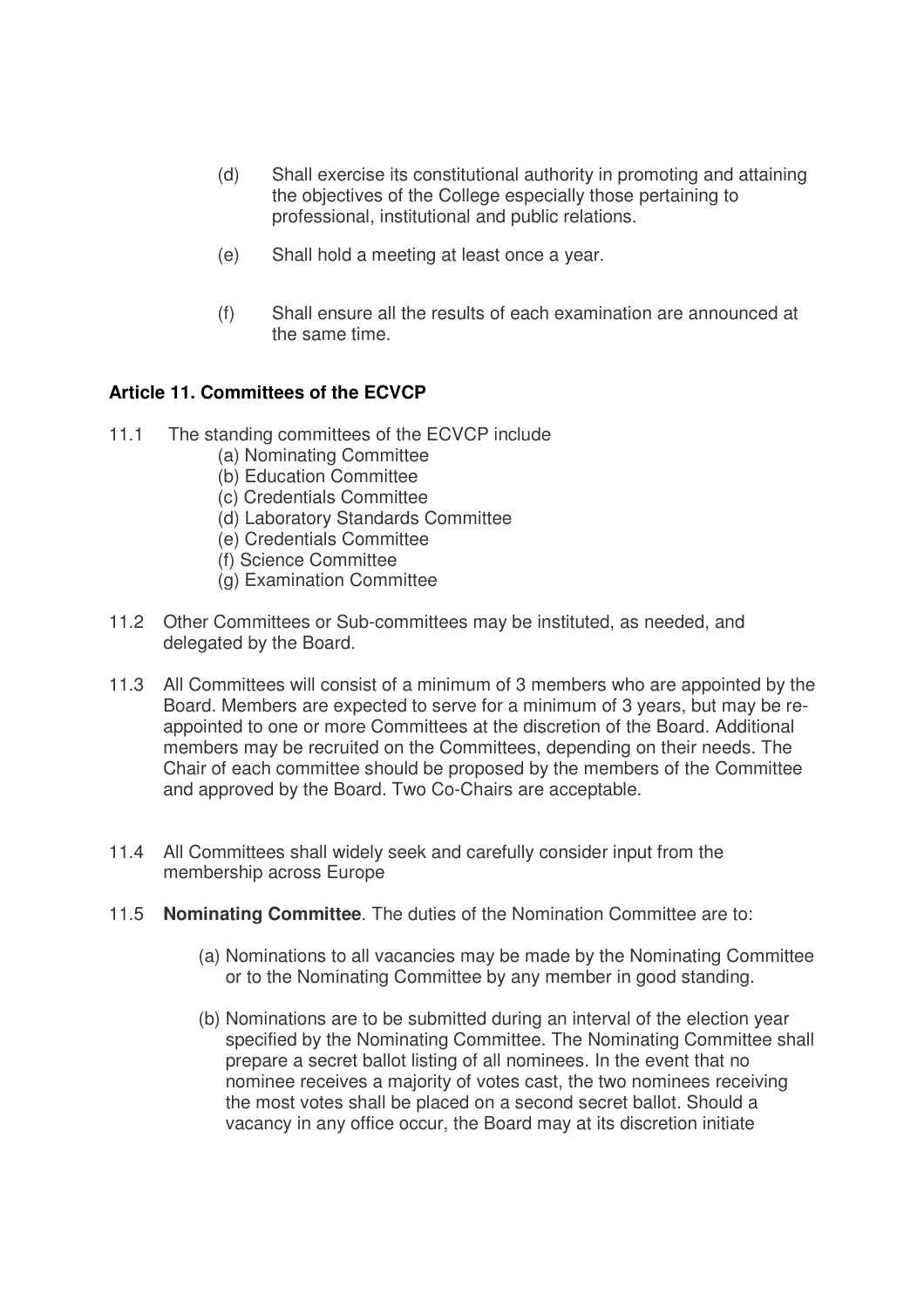(d) Shall exercise its constitutional authority in promoting and attaining the objectives of the College especially those pertaining to professional, institutional and public relations.

(e) Shall hold a meeting at least once a year.

(f) Shall ensure all the results of each examination are announced at the same time.

### Article 11. Committees of the ECVCP

11.1 The standing committees of the ECVCP include

(a) Nominating Committee
(b) Education Committee
(c) Credentials Committee
(d) Laboratory Standards Committee
(e) Credentials Committee
(f) Science Committee
(g) Examination Committee

11.2 Other Committees or Sub-committees may be instituted, as needed, and delegated by the Board.

11.3 All Committees will consist of a minimum of 3 members who are appointed by the Board. Members are expected to serve for a minimum of 3 years, but may be re-appointed to one or more Committees at the discretion of the Board. Additional members may be recruited on the Committees, depending on their needs. The Chair of each committee should be proposed by the members of the Committee and approved by the Board. Two Co-Chairs are acceptable.

11.4 All Committees shall widely seek and carefully consider input from the membership across Europe

11.5 **Nominating Committee**. The duties of the Nomination Committee are to:

(a) Nominations to all vacancies may be made by the Nominating Committee or to the Nominating Committee by any member in good standing.

(b) Nominations are to be submitted during an interval of the election year specified by the Nominating Committee. The Nominating Committee shall prepare a secret ballot listing of all nominees. In the event that no nominee receives a majority of votes cast, the two nominees receiving the most votes shall be placed on a second secret ballot. Should a vacancy in any office occur, the Board may at its discretion initiate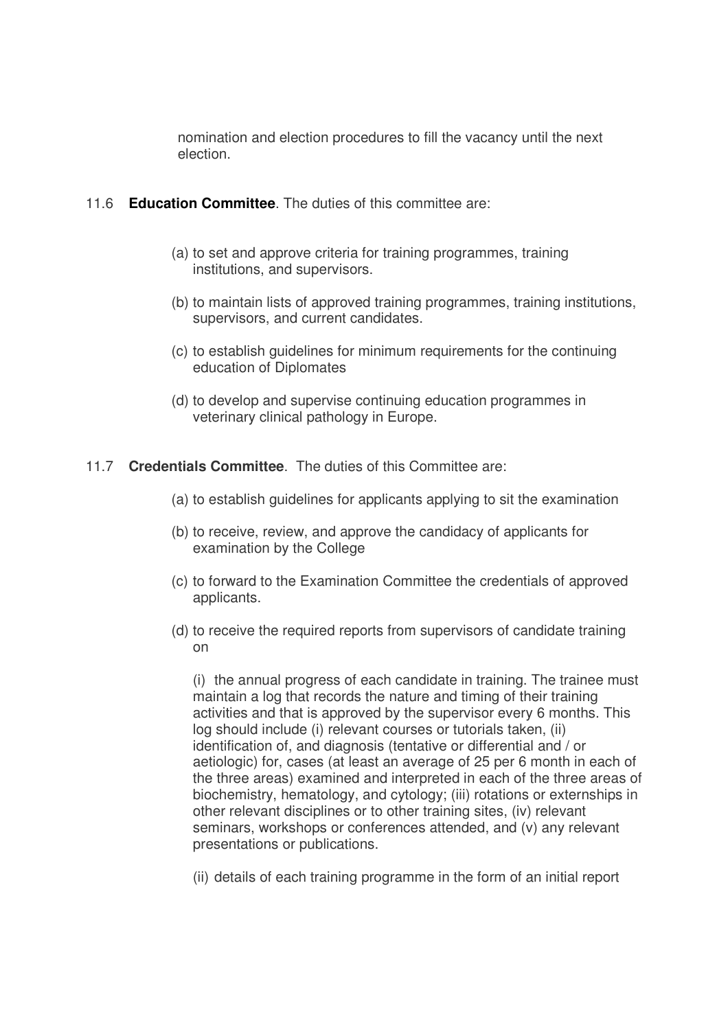nomination and election procedures to fill the vacancy until the next election.

11.6 **Education Committee**. The duties of this committee are:

(a) to set and approve criteria for training programmes, training institutions, and supervisors.

(b) to maintain lists of approved training programmes, training institutions, supervisors, and current candidates.

(c) to establish guidelines for minimum requirements for the continuing education of Diplomates

(d) to develop and supervise continuing education programmes in veterinary clinical pathology in Europe.

11.7 **Credentials Committee**. The duties of this Committee are:

(a) to establish guidelines for applicants applying to sit the examination

(b) to receive, review, and approve the candidacy of applicants for examination by the College

(c) to forward to the Examination Committee the credentials of approved applicants.

(d) to receive the required reports from supervisors of candidate training on

(i) the annual progress of each candidate in training. The trainee must maintain a log that records the nature and timing of their training activities and that is approved by the supervisor every 6 months. This log should include (i) relevant courses or tutorials taken, (ii) identification of, and diagnosis (tentative or differential and / or aetiologic) for, cases (at least an average of 25 per 6 month in each of the three areas) examined and interpreted in each of the three areas of biochemistry, hematology, and cytology; (iii) rotations or externships in other relevant disciplines or to other training sites, (iv) relevant seminars, workshops or conferences attended, and (v) any relevant presentations or publications.

(ii) details of each training programme in the form of an initial report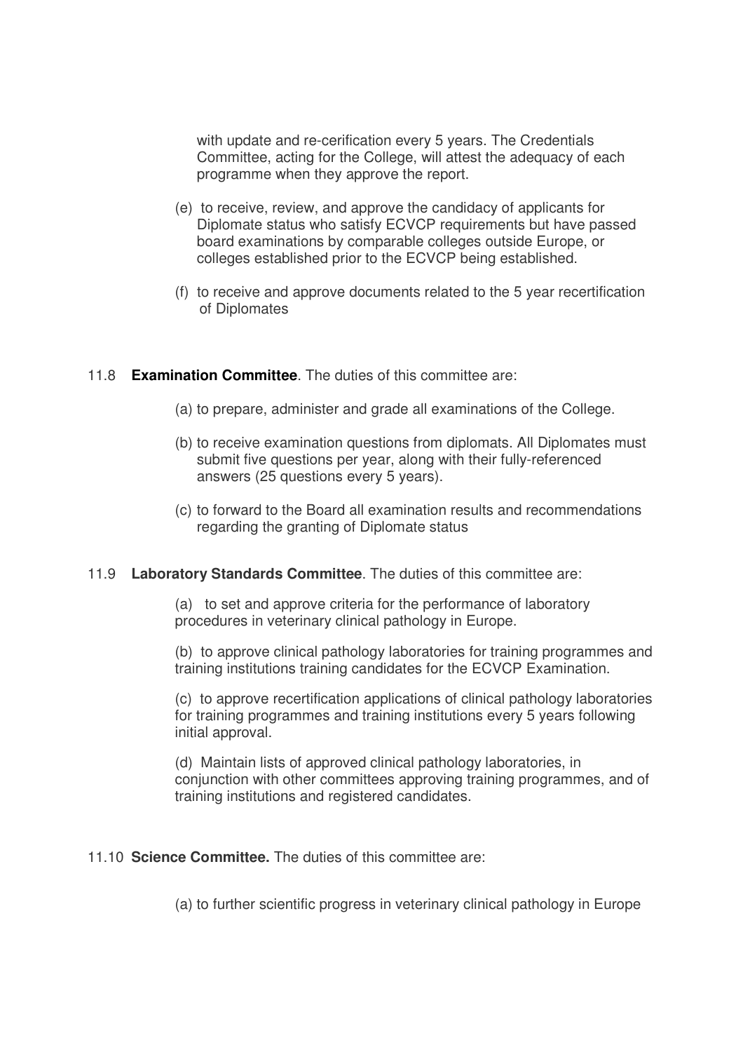with update and re-cerification every 5 years. The Credentials Committee, acting for the College, will attest the adequacy of each programme when they approve the report.

(e) to receive, review, and approve the candidacy of applicants for Diplomate status who satisfy ECVCP requirements but have passed board examinations by comparable colleges outside Europe, or colleges established prior to the ECVCP being established.

(f) to receive and approve documents related to the 5 year recertification of Diplomates

11.8 **Examination Committee**. The duties of this committee are:

(a) to prepare, administer and grade all examinations of the College.

(b) to receive examination questions from diplomats. All Diplomates must submit five questions per year, along with their fully-referenced answers (25 questions every 5 years).

(c) to forward to the Board all examination results and recommendations regarding the granting of Diplomate status

11.9 **Laboratory Standards Committee**. The duties of this committee are:

(a) to set and approve criteria for the performance of laboratory procedures in veterinary clinical pathology in Europe.

(b) to approve clinical pathology laboratories for training programmes and training institutions training candidates for the ECVCP Examination.

(c) to approve recertification applications of clinical pathology laboratories for training programmes and training institutions every 5 years following initial approval.

(d) Maintain lists of approved clinical pathology laboratories, in conjunction with other committees approving training programmes, and of training institutions and registered candidates.

11.10 **Science Committee.** The duties of this committee are:

(a) to further scientific progress in veterinary clinical pathology in Europe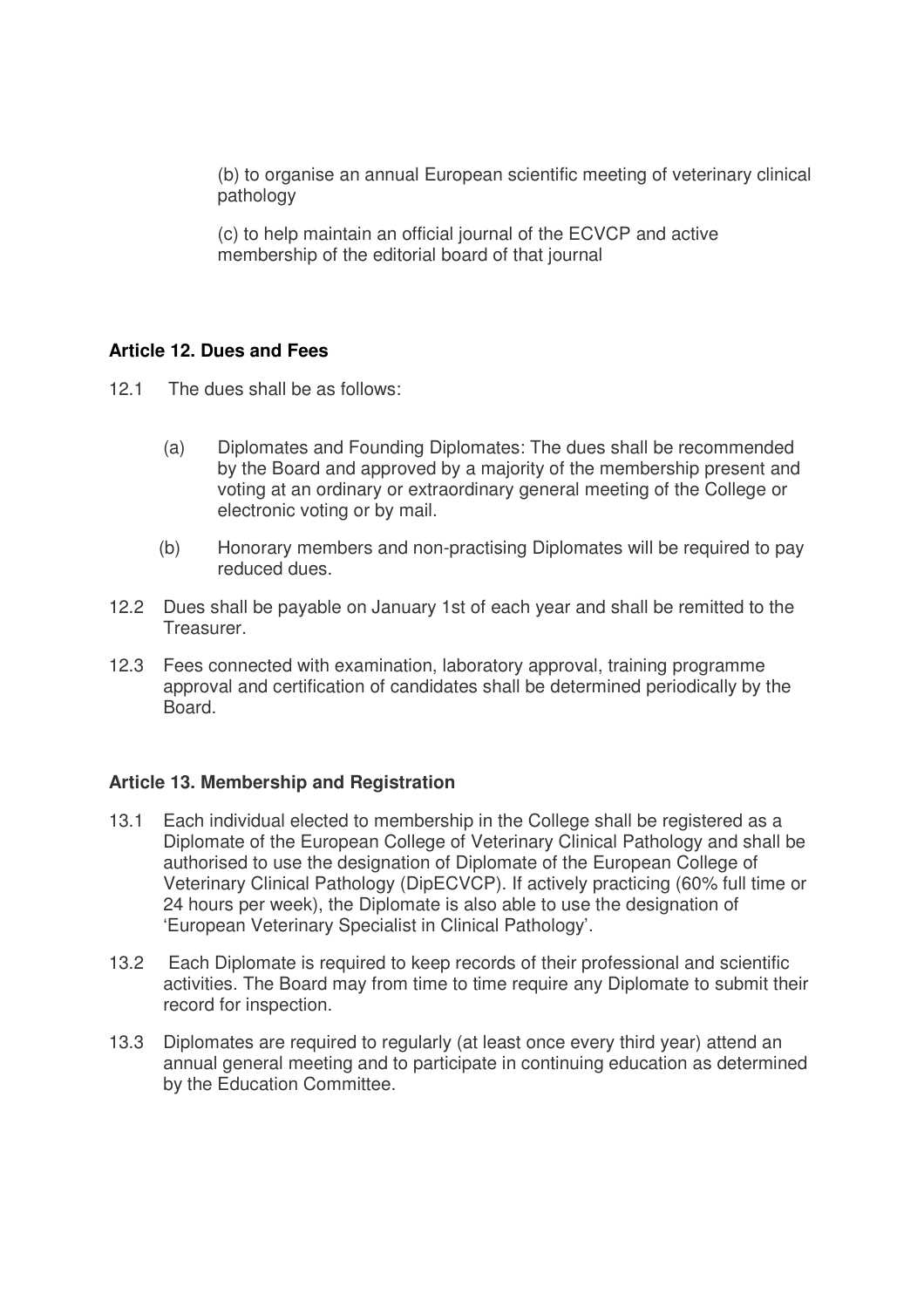(b) to organise an annual European scientific meeting of veterinary clinical pathology

(c) to help maintain an official journal of the ECVCP and active membership of the editorial board of that journal

**Article 12. Dues and Fees**

12.1 The dues shall be as follows:

(a) Diplomates and Founding Diplomates: The dues shall be recommended by the Board and approved by a majority of the membership present and voting at an ordinary or extraordinary general meeting of the College or electronic voting or by mail.

(b) Honorary members and non-practising Diplomates will be required to pay reduced dues.

12.2 Dues shall be payable on January 1st of each year and shall be remitted to the Treasurer.

12.3 Fees connected with examination, laboratory approval, training programme approval and certification of candidates shall be determined periodically by the Board.

**Article 13. Membership and Registration**

13.1 Each individual elected to membership in the College shall be registered as a Diplomate of the European College of Veterinary Clinical Pathology and shall be authorised to use the designation of Diplomate of the European College of Veterinary Clinical Pathology (DipECVCP). If actively practicing (60% full time or 24 hours per week), the Diplomate is also able to use the designation of 'European Veterinary Specialist in Clinical Pathology'.

13.2 Each Diplomate is required to keep records of their professional and scientific activities. The Board may from time to time require any Diplomate to submit their record for inspection.

13.3 Diplomates are required to regularly (at least once every third year) attend an annual general meeting and to participate in continuing education as determined by the Education Committee.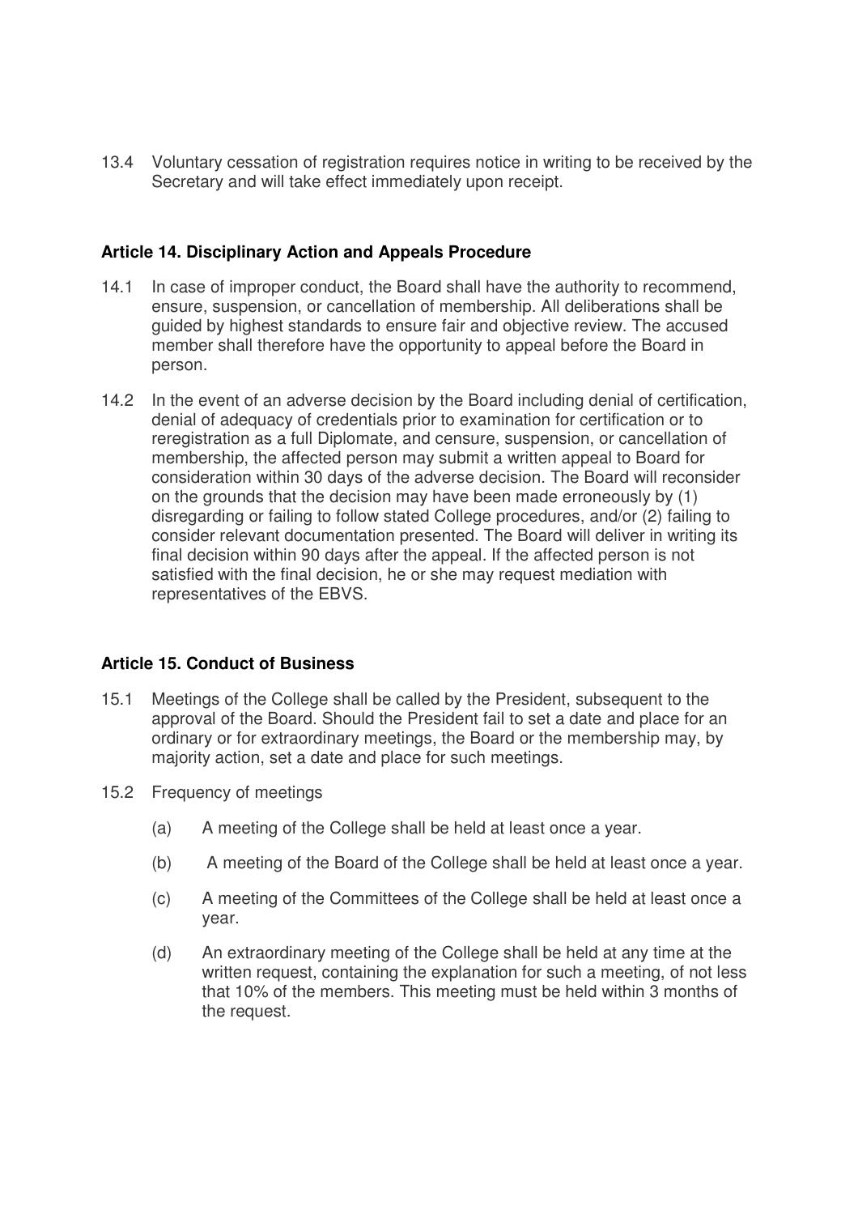13.4 Voluntary cessation of registration requires notice in writing to be received by the Secretary and will take effect immediately upon receipt.

### Article 14. Disciplinary Action and Appeals Procedure

14.1 In case of improper conduct, the Board shall have the authority to recommend, ensure, suspension, or cancellation of membership. All deliberations shall be guided by highest standards to ensure fair and objective review. The accused member shall therefore have the opportunity to appeal before the Board in person.

14.2 In the event of an adverse decision by the Board including denial of certification, denial of adequacy of credentials prior to examination for certification or to reregistration as a full Diplomate, and censure, suspension, or cancellation of membership, the affected person may submit a written appeal to Board for consideration within 30 days of the adverse decision. The Board will reconsider on the grounds that the decision may have been made erroneously by (1) disregarding or failing to follow stated College procedures, and/or (2) failing to consider relevant documentation presented. The Board will deliver in writing its final decision within 90 days after the appeal. If the affected person is not satisfied with the final decision, he or she may request mediation with representatives of the EBVS.

### Article 15. Conduct of Business

15.1 Meetings of the College shall be called by the President, subsequent to the approval of the Board. Should the President fail to set a date and place for an ordinary or for extraordinary meetings, the Board or the membership may, by majority action, set a date and place for such meetings.

15.2 Frequency of meetings

(a) A meeting of the College shall be held at least once a year.

(b) A meeting of the Board of the College shall be held at least once a year.

(c) A meeting of the Committees of the College shall be held at least once a year.

(d) An extraordinary meeting of the College shall be held at any time at the written request, containing the explanation for such a meeting, of not less that 10% of the members. This meeting must be held within 3 months of the request.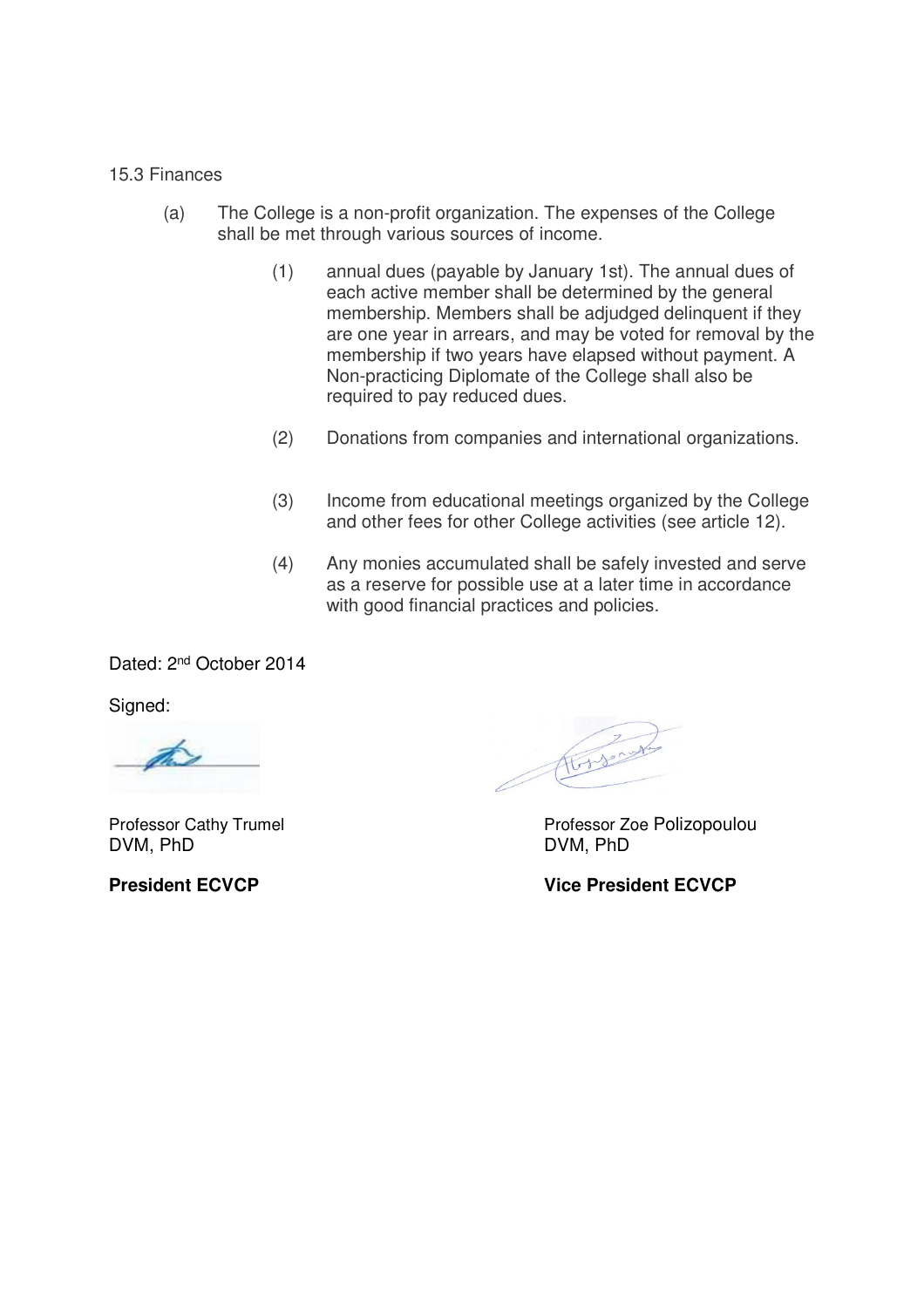15.3 Finances

(a) The College is a non-profit organization. The expenses of the College shall be met through various sources of income.

(1) annual dues (payable by January 1st). The annual dues of each active member shall be determined by the general membership. Members shall be adjudged delinquent if they are one year in arrears, and may be voted for removal by the membership if two years have elapsed without payment. A Non-practicing Diplomate of the College shall also be required to pay reduced dues.

(2) Donations from companies and international organizations.

(3) Income from educational meetings organized by the College and other fees for other College activities (see article 12).

(4) Any monies accumulated shall be safely invested and serve as a reserve for possible use at a later time in accordance with good financial practices and policies.

Dated: 2nd October 2014

Signed:

Professor Cathy Trumel
DVM, PhD

**President ECVCP**

Professor Zoe Polizopoulou
DVM, PhD

**Vice President ECVCP**